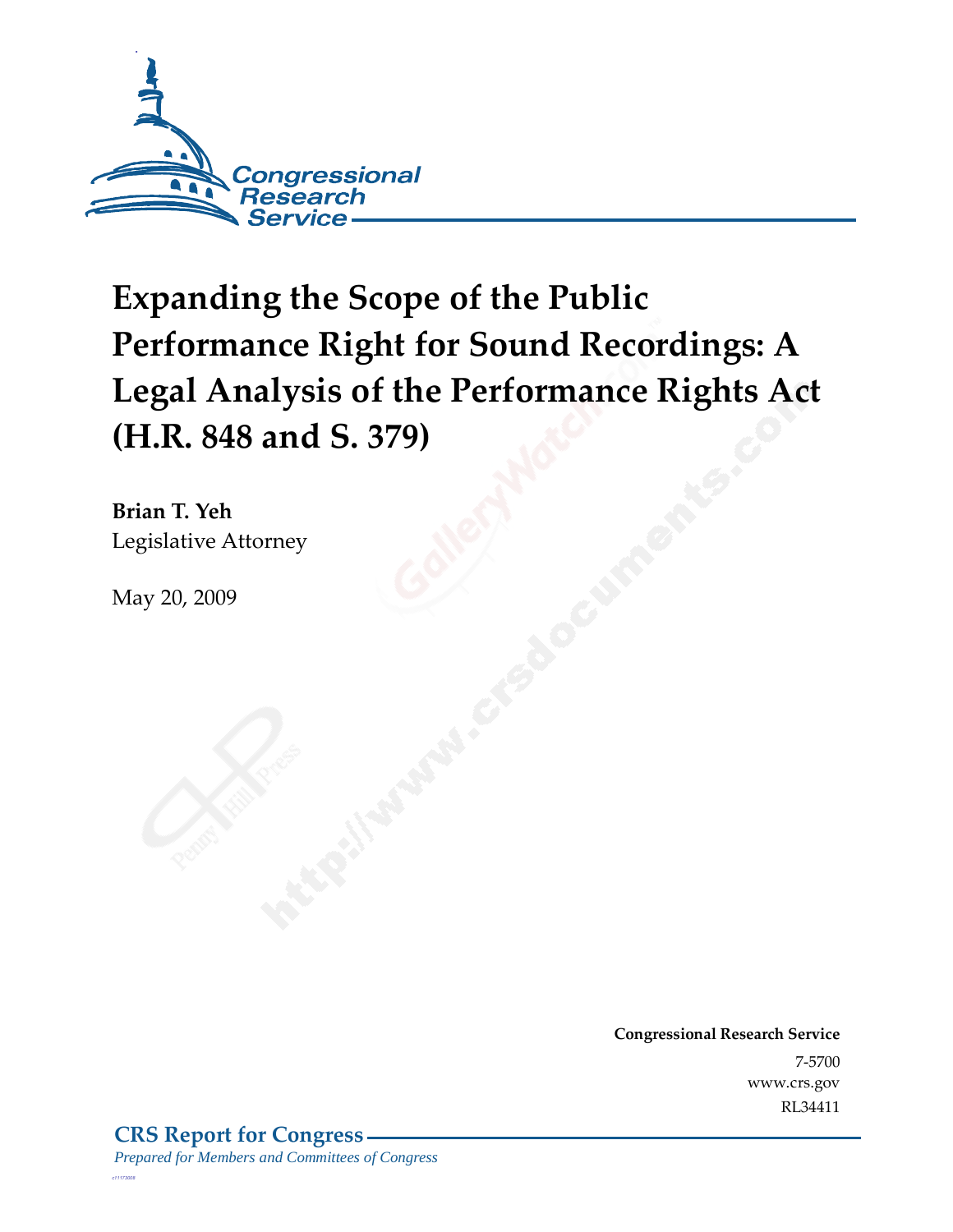Congressional Research Service

# Expanding the Scope of the Public Performance Right for Sound Recordings: A Legal Analysis of the Performance Rights Act (H.R. 848 and S. 379)

**Brian T. Yeh**
Legislative Attorney

May 20, 2009

**Congressional Research Service**
7-5700
www.crs.gov
RL34411

**CRS Report for Congress**
*Prepared for Members and Committees of Congress*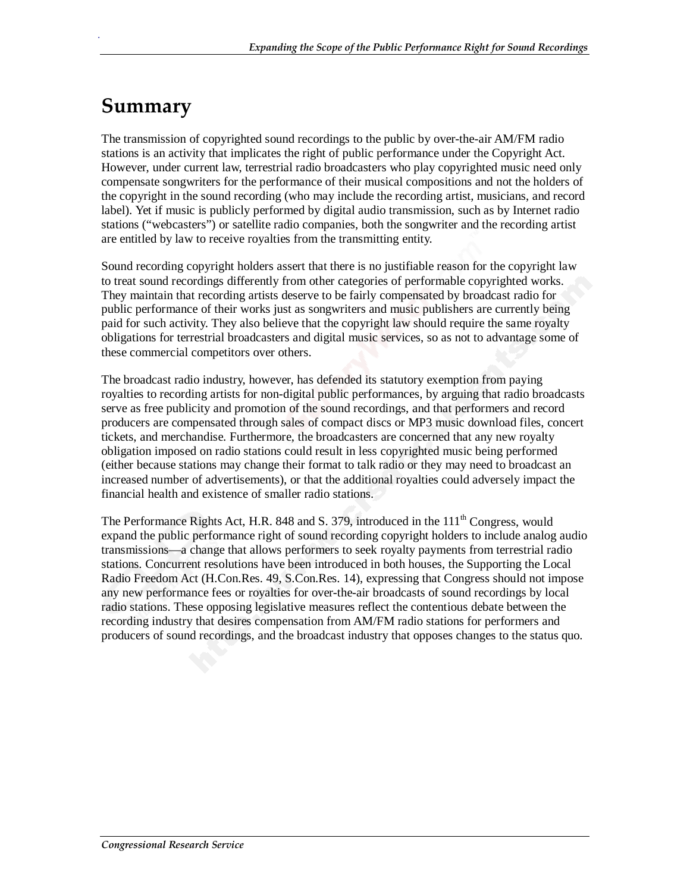# Summary

The transmission of copyrighted sound recordings to the public by over-the-air AM/FM radio stations is an activity that implicates the right of public performance under the Copyright Act. However, under current law, terrestrial radio broadcasters who play copyrighted music need only compensate songwriters for the performance of their musical compositions and not the holders of the copyright in the sound recording (who may include the recording artist, musicians, and record label). Yet if music is publicly performed by digital audio transmission, such as by Internet radio stations ("webcasters") or satellite radio companies, both the songwriter and the recording artist are entitled by law to receive royalties from the transmitting entity.

Sound recording copyright holders assert that there is no justifiable reason for the copyright law to treat sound recordings differently from other categories of performable copyrighted works. They maintain that recording artists deserve to be fairly compensated by broadcast radio for public performance of their works just as songwriters and music publishers are currently being paid for such activity. They also believe that the copyright law should require the same royalty obligations for terrestrial broadcasters and digital music services, so as not to advantage some of these commercial competitors over others.

The broadcast radio industry, however, has defended its statutory exemption from paying royalties to recording artists for non-digital public performances, by arguing that radio broadcasts serve as free publicity and promotion of the sound recordings, and that performers and record producers are compensated through sales of compact discs or MP3 music download files, concert tickets, and merchandise. Furthermore, the broadcasters are concerned that any new royalty obligation imposed on radio stations could result in less copyrighted music being performed (either because stations may change their format to talk radio or they may need to broadcast an increased number of advertisements), or that the additional royalties could adversely impact the financial health and existence of smaller radio stations.

The Performance Rights Act, H.R. 848 and S. 379, introduced in the 111th Congress, would expand the public performance right of sound recording copyright holders to include analog audio transmissions—a change that allows performers to seek royalty payments from terrestrial radio stations. Concurrent resolutions have been introduced in both houses, the Supporting the Local Radio Freedom Act (H.Con.Res. 49, S.Con.Res. 14), expressing that Congress should not impose any new performance fees or royalties for over-the-air broadcasts of sound recordings by local radio stations. These opposing legislative measures reflect the contentious debate between the recording industry that desires compensation from AM/FM radio stations for performers and producers of sound recordings, and the broadcast industry that opposes changes to the status quo.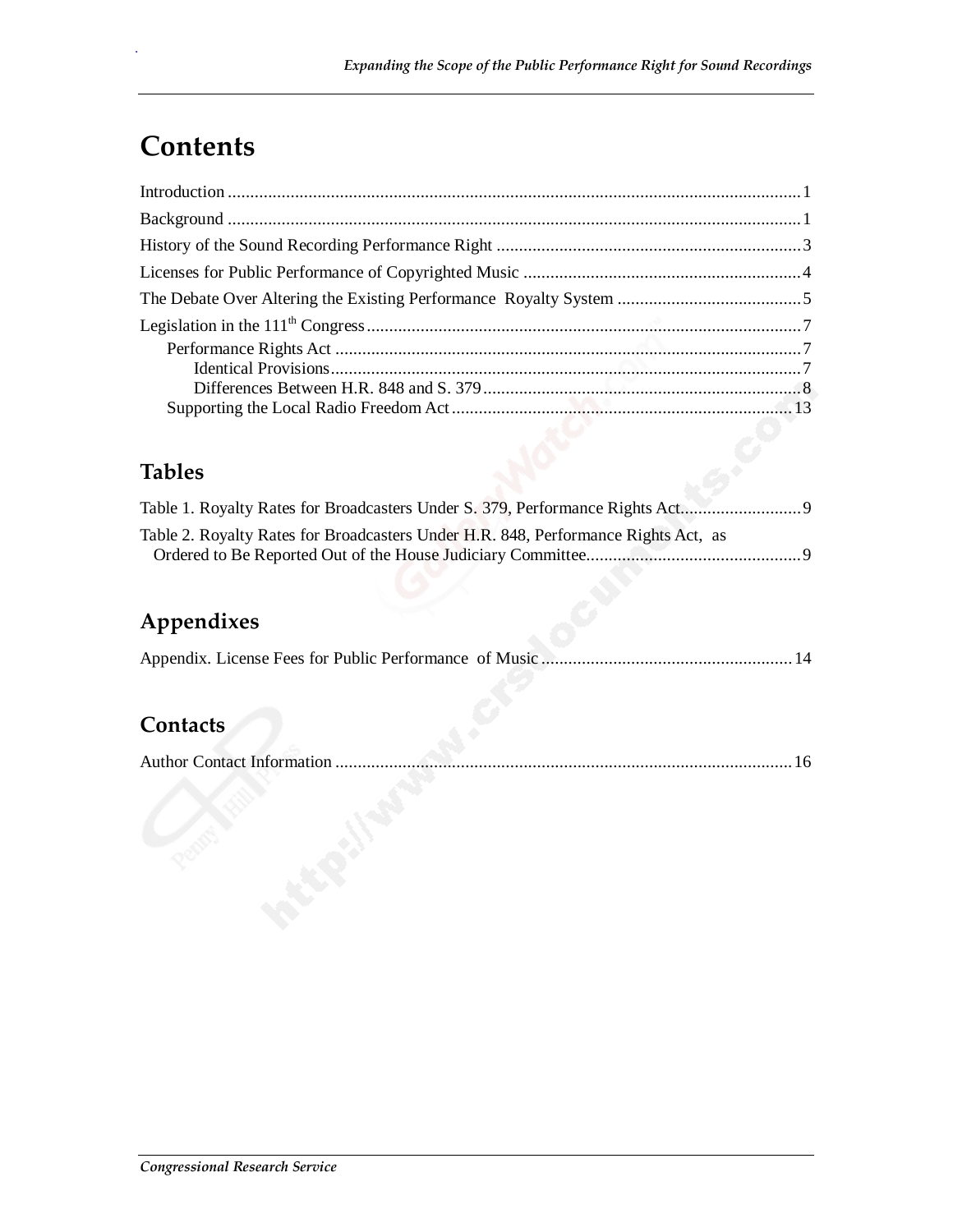# Contents

Introduction .......................................................... 1

Background .......................................................... 1

History of the Sound Recording Performance Right .......................................................... 3

Licenses for Public Performance of Copyrighted Music .......................................................... 4

The Debate Over Altering the Existing Performance Royalty System .......................................................... 5

Legislation in the 111th Congress .......................................................... 7

- Performance Rights Act .......................................................... 7
  - Identical Provisions .......................................................... 7
  - Differences Between H.R. 848 and S. 379 .......................................................... 8
- Supporting the Local Radio Freedom Act .......................................................... 13

## Tables

Table 1. Royalty Rates for Broadcasters Under S. 379, Performance Rights Act .......................................................... 9

Table 2. Royalty Rates for Broadcasters Under H.R. 848, Performance Rights Act, as Ordered to Be Reported Out of the House Judiciary Committee .......................................................... 9

## Appendixes

Appendix. License Fees for Public Performance of Music .......................................................... 14

## Contacts

Author Contact Information .......................................................... 16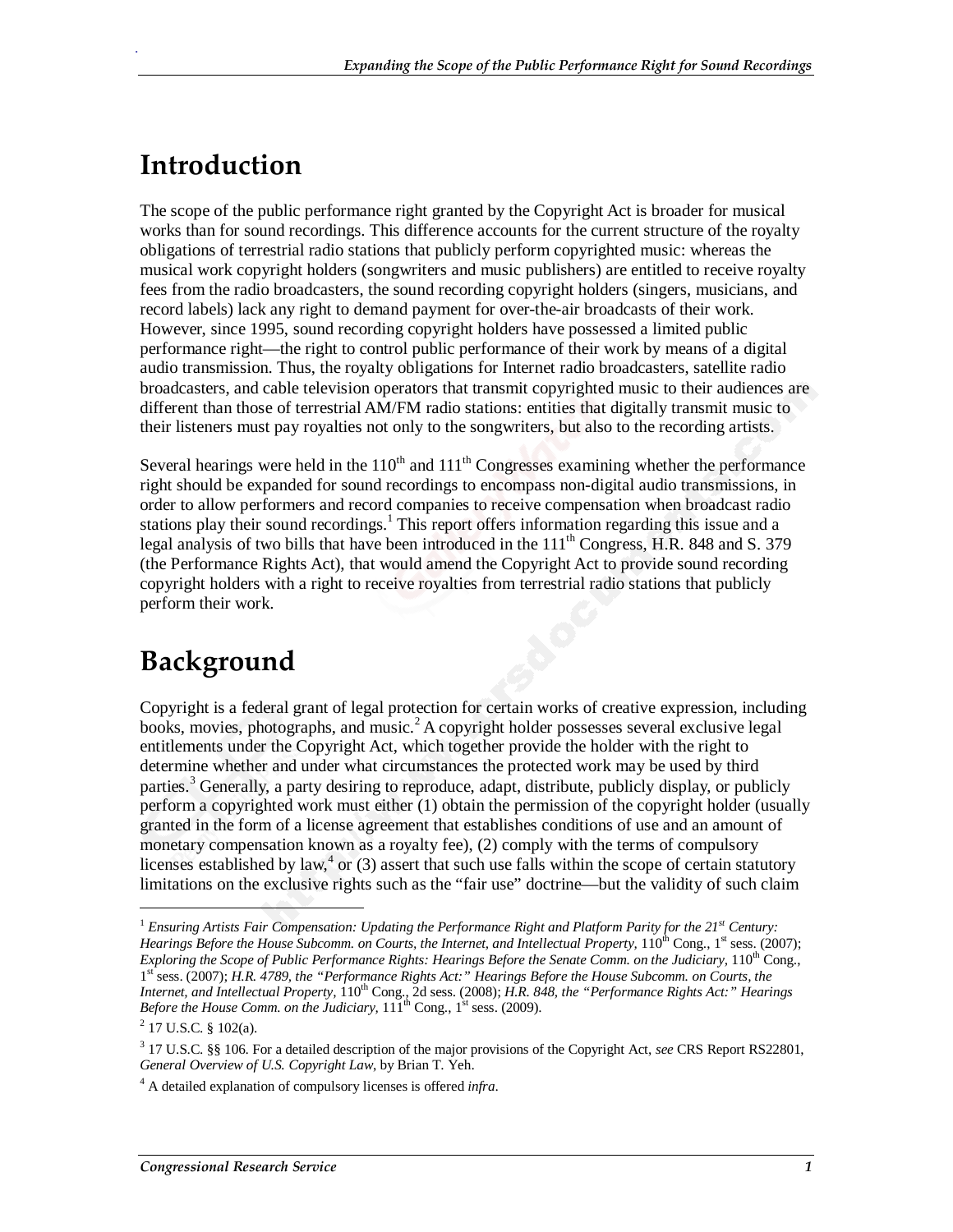# Introduction

The scope of the public performance right granted by the Copyright Act is broader for musical works than for sound recordings. This difference accounts for the current structure of the royalty obligations of terrestrial radio stations that publicly perform copyrighted music: whereas the musical work copyright holders (songwriters and music publishers) are entitled to receive royalty fees from the radio broadcasters, the sound recording copyright holders (singers, musicians, and record labels) lack any right to demand payment for over-the-air broadcasts of their work. However, since 1995, sound recording copyright holders have possessed a limited public performance right—the right to control public performance of their work by means of a digital audio transmission. Thus, the royalty obligations for Internet radio broadcasters, satellite radio broadcasters, and cable television operators that transmit copyrighted music to their audiences are different than those of terrestrial AM/FM radio stations: entities that digitally transmit music to their listeners must pay royalties not only to the songwriters, but also to the recording artists.

Several hearings were held in the 110th and 111th Congresses examining whether the performance right should be expanded for sound recordings to encompass non-digital audio transmissions, in order to allow performers and record companies to receive compensation when broadcast radio stations play their sound recordings.[1] This report offers information regarding this issue and a legal analysis of two bills that have been introduced in the 111th Congress, H.R. 848 and S. 379 (the Performance Rights Act), that would amend the Copyright Act to provide sound recording copyright holders with a right to receive royalties from terrestrial radio stations that publicly perform their work.

# Background

Copyright is a federal grant of legal protection for certain works of creative expression, including books, movies, photographs, and music.[2] A copyright holder possesses several exclusive legal entitlements under the Copyright Act, which together provide the holder with the right to determine whether and under what circumstances the protected work may be used by third parties.[3] Generally, a party desiring to reproduce, adapt, distribute, publicly display, or publicly perform a copyrighted work must either (1) obtain the permission of the copyright holder (usually granted in the form of a license agreement that establishes conditions of use and an amount of monetary compensation known as a royalty fee), (2) comply with the terms of compulsory licenses established by law,[4] or (3) assert that such use falls within the scope of certain statutory limitations on the exclusive rights such as the "fair use" doctrine—but the validity of such claim

---

[1] *Ensuring Artists Fair Compensation: Updating the Performance Right and Platform Parity for the 21st Century: Hearings Before the House Subcomm. on Courts, the Internet, and Intellectual Property,* 110th Cong., 1st sess. (2007); *Exploring the Scope of Public Performance Rights: Hearings Before the Senate Comm. on the Judiciary,* 110th Cong., 1st sess. (2007); *H.R. 4789, the "Performance Rights Act:" Hearings Before the House Subcomm. on Courts, the Internet, and Intellectual Property,* 110th Cong., 2d sess. (2008); *H.R. 848, the "Performance Rights Act:" Hearings Before the House Comm. on the Judiciary,* 111th Cong., 1st sess. (2009).

[2] 17 U.S.C. § 102(a).

[3] 17 U.S.C. §§ 106. For a detailed description of the major provisions of the Copyright Act, *see* CRS Report RS22801, *General Overview of U.S. Copyright Law*, by Brian T. Yeh.

[4] A detailed explanation of compulsory licenses is offered *infra*.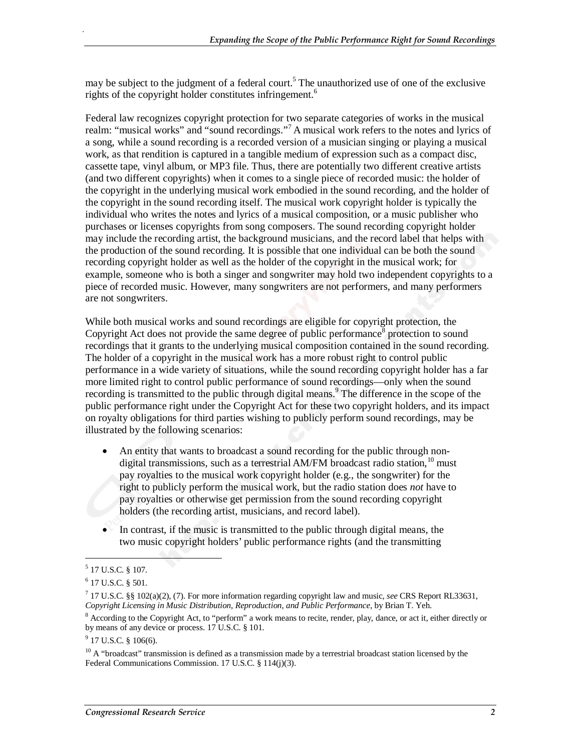may be subject to the judgment of a federal court.[5] The unauthorized use of one of the exclusive rights of the copyright holder constitutes infringement.[6]

Federal law recognizes copyright protection for two separate categories of works in the musical realm: "musical works" and "sound recordings."[7] A musical work refers to the notes and lyrics of a song, while a sound recording is a recorded version of a musician singing or playing a musical work, as that rendition is captured in a tangible medium of expression such as a compact disc, cassette tape, vinyl album, or MP3 file. Thus, there are potentially two different creative artists (and two different copyrights) when it comes to a single piece of recorded music: the holder of the copyright in the underlying musical work embodied in the sound recording, and the holder of the copyright in the sound recording itself. The musical work copyright holder is typically the individual who writes the notes and lyrics of a musical composition, or a music publisher who purchases or licenses copyrights from song composers. The sound recording copyright holder may include the recording artist, the background musicians, and the record label that helps with the production of the sound recording. It is possible that one individual can be both the sound recording copyright holder as well as the holder of the copyright in the musical work; for example, someone who is both a singer and songwriter may hold two independent copyrights to a piece of recorded music. However, many songwriters are not performers, and many performers are not songwriters.

While both musical works and sound recordings are eligible for copyright protection, the Copyright Act does not provide the same degree of public performance[8] protection to sound recordings that it grants to the underlying musical composition contained in the sound recording. The holder of a copyright in the musical work has a more robust right to control public performance in a wide variety of situations, while the sound recording copyright holder has a far more limited right to control public performance of sound recordings—only when the sound recording is transmitted to the public through digital means.[9] The difference in the scope of the public performance right under the Copyright Act for these two copyright holders, and its impact on royalty obligations for third parties wishing to publicly perform sound recordings, may be illustrated by the following scenarios:

- An entity that wants to broadcast a sound recording for the public through non-digital transmissions, such as a terrestrial AM/FM broadcast radio station,[10] must pay royalties to the musical work copyright holder (e.g., the songwriter) for the right to publicly perform the musical work, but the radio station does *not* have to pay royalties or otherwise get permission from the sound recording copyright holders (the recording artist, musicians, and record label).
- In contrast, if the music is transmitted to the public through digital means, the two music copyright holders' public performance rights (and the transmitting

---

[5] 17 U.S.C. § 107.

[6] 17 U.S.C. § 501.

[7] 17 U.S.C. §§ 102(a)(2), (7). For more information regarding copyright law and music, *see* CRS Report RL33631, *Copyright Licensing in Music Distribution, Reproduction, and Public Performance*, by Brian T. Yeh.

[8] According to the Copyright Act, to "perform" a work means to recite, render, play, dance, or act it, either directly or by means of any device or process. 17 U.S.C. § 101.

[9] 17 U.S.C. § 106(6).

[10] A "broadcast" transmission is defined as a transmission made by a terrestrial broadcast station licensed by the Federal Communications Commission. 17 U.S.C. § 114(j)(3).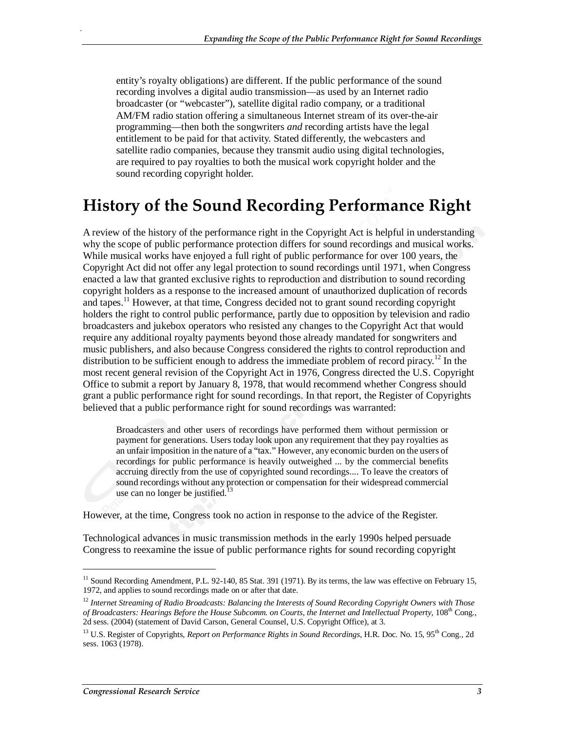entity's royalty obligations) are different. If the public performance of the sound recording involves a digital audio transmission—as used by an Internet radio broadcaster (or "webcaster"), satellite digital radio company, or a traditional AM/FM radio station offering a simultaneous Internet stream of its over-the-air programming—then both the songwriters *and* recording artists have the legal entitlement to be paid for that activity. Stated differently, the webcasters and satellite radio companies, because they transmit audio using digital technologies, are required to pay royalties to both the musical work copyright holder and the sound recording copyright holder.

# History of the Sound Recording Performance Right

A review of the history of the performance right in the Copyright Act is helpful in understanding why the scope of public performance protection differs for sound recordings and musical works. While musical works have enjoyed a full right of public performance for over 100 years, the Copyright Act did not offer any legal protection to sound recordings until 1971, when Congress enacted a law that granted exclusive rights to reproduction and distribution to sound recording copyright holders as a response to the increased amount of unauthorized duplication of records and tapes.[11] However, at that time, Congress decided not to grant sound recording copyright holders the right to control public performance, partly due to opposition by television and radio broadcasters and jukebox operators who resisted any changes to the Copyright Act that would require any additional royalty payments beyond those already mandated for songwriters and music publishers, and also because Congress considered the rights to control reproduction and distribution to be sufficient enough to address the immediate problem of record piracy.[12] In the most recent general revision of the Copyright Act in 1976, Congress directed the U.S. Copyright Office to submit a report by January 8, 1978, that would recommend whether Congress should grant a public performance right for sound recordings. In that report, the Register of Copyrights believed that a public performance right for sound recordings was warranted:

> Broadcasters and other users of recordings have performed them without permission or payment for generations. Users today look upon any requirement that they pay royalties as an unfair imposition in the nature of a "tax." However, any economic burden on the users of recordings for public performance is heavily outweighed ... by the commercial benefits accruing directly from the use of copyrighted sound recordings.... To leave the creators of sound recordings without any protection or compensation for their widespread commercial use can no longer be justified.[13]

However, at the time, Congress took no action in response to the advice of the Register.

Technological advances in music transmission methods in the early 1990s helped persuade Congress to reexamine the issue of public performance rights for sound recording copyright

---

[11] Sound Recording Amendment, P.L. 92-140, 85 Stat. 391 (1971). By its terms, the law was effective on February 15, 1972, and applies to sound recordings made on or after that date.

[12] *Internet Streaming of Radio Broadcasts: Balancing the Interests of Sound Recording Copyright Owners with Those of Broadcasters: Hearings Before the House Subcomm. on Courts, the Internet and Intellectual Property,* 108th Cong., 2d sess. (2004) (statement of David Carson, General Counsel, U.S. Copyright Office), at 3.

[13] U.S. Register of Copyrights, *Report on Performance Rights in Sound Recordings,* H.R. Doc. No. 15, 95th Cong., 2d sess. 1063 (1978).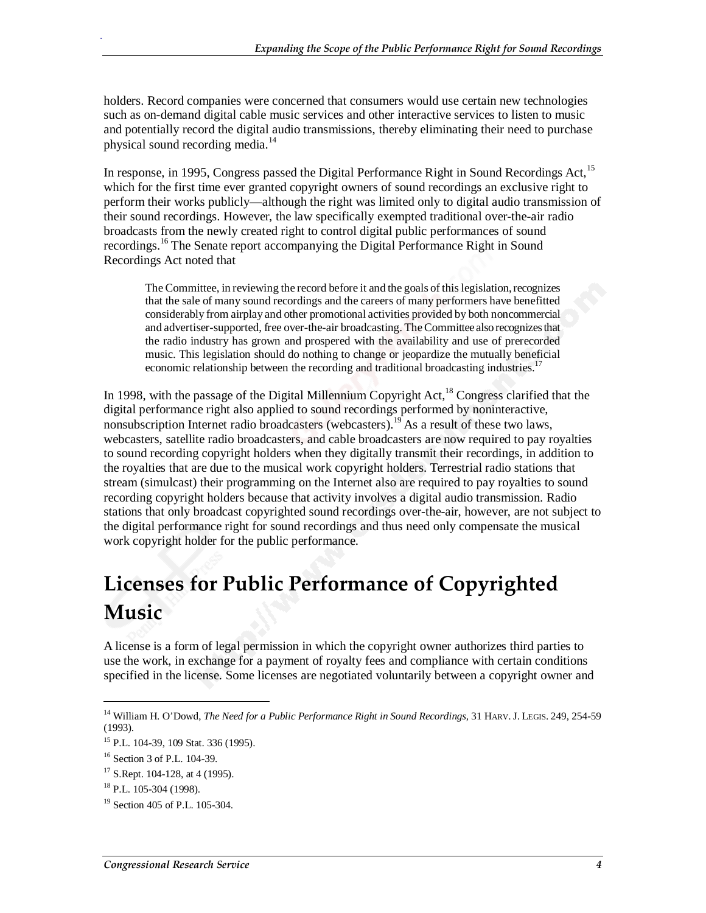holders. Record companies were concerned that consumers would use certain new technologies such as on-demand digital cable music services and other interactive services to listen to music and potentially record the digital audio transmissions, thereby eliminating their need to purchase physical sound recording media.[14]

In response, in 1995, Congress passed the Digital Performance Right in Sound Recordings Act,[15] which for the first time ever granted copyright owners of sound recordings an exclusive right to perform their works publicly—although the right was limited only to digital audio transmission of their sound recordings. However, the law specifically exempted traditional over-the-air radio broadcasts from the newly created right to control digital public performances of sound recordings.[16] The Senate report accompanying the Digital Performance Right in Sound Recordings Act noted that

> The Committee, in reviewing the record before it and the goals of this legislation, recognizes that the sale of many sound recordings and the careers of many performers have benefitted considerably from airplay and other promotional activities provided by both noncommercial and advertiser-supported, free over-the-air broadcasting. The Committee also recognizes that the radio industry has grown and prospered with the availability and use of prerecorded music. This legislation should do nothing to change or jeopardize the mutually beneficial economic relationship between the recording and traditional broadcasting industries.[17]

In 1998, with the passage of the Digital Millennium Copyright Act,[18] Congress clarified that the digital performance right also applied to sound recordings performed by noninteractive, nonsubscription Internet radio broadcasters (webcasters).[19] As a result of these two laws, webcasters, satellite radio broadcasters, and cable broadcasters are now required to pay royalties to sound recording copyright holders when they digitally transmit their recordings, in addition to the royalties that are due to the musical work copyright holders. Terrestrial radio stations that stream (simulcast) their programming on the Internet also are required to pay royalties to sound recording copyright holders because that activity involves a digital audio transmission. Radio stations that only broadcast copyrighted sound recordings over-the-air, however, are not subject to the digital performance right for sound recordings and thus need only compensate the musical work copyright holder for the public performance.

## Licenses for Public Performance of Copyrighted Music

A license is a form of legal permission in which the copyright owner authorizes third parties to use the work, in exchange for a payment of royalty fees and compliance with certain conditions specified in the license. Some licenses are negotiated voluntarily between a copyright owner and

---

[14] William H. O'Dowd, *The Need for a Public Performance Right in Sound Recordings,* 31 HARV. J. LEGIS. 249, 254-59 (1993).

[15] P.L. 104-39, 109 Stat. 336 (1995).

[16] Section 3 of P.L. 104-39.

[17] S.Rept. 104-128, at 4 (1995).

[18] P.L. 105-304 (1998).

[19] Section 405 of P.L. 105-304.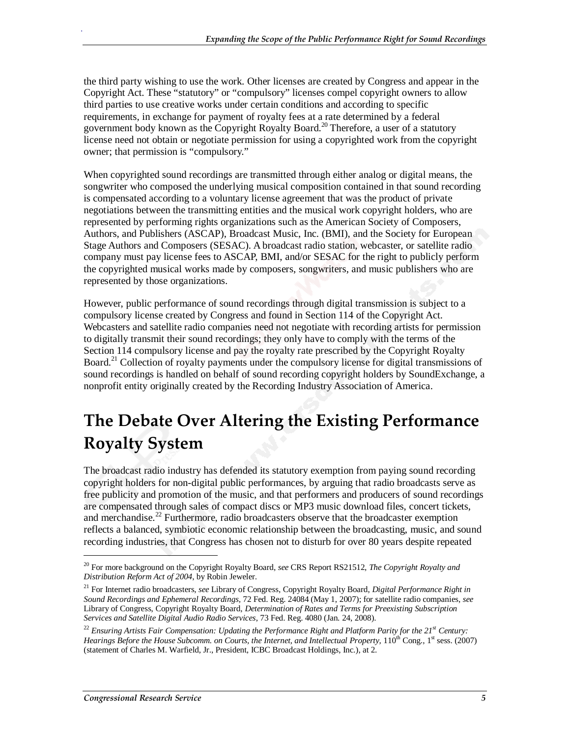the third party wishing to use the work. Other licenses are created by Congress and appear in the Copyright Act. These "statutory" or "compulsory" licenses compel copyright owners to allow third parties to use creative works under certain conditions and according to specific requirements, in exchange for payment of royalty fees at a rate determined by a federal government body known as the Copyright Royalty Board.[20] Therefore, a user of a statutory license need not obtain or negotiate permission for using a copyrighted work from the copyright owner; that permission is "compulsory."

When copyrighted sound recordings are transmitted through either analog or digital means, the songwriter who composed the underlying musical composition contained in that sound recording is compensated according to a voluntary license agreement that was the product of private negotiations between the transmitting entities and the musical work copyright holders, who are represented by performing rights organizations such as the American Society of Composers, Authors, and Publishers (ASCAP), Broadcast Music, Inc. (BMI), and the Society for European Stage Authors and Composers (SESAC). A broadcast radio station, webcaster, or satellite radio company must pay license fees to ASCAP, BMI, and/or SESAC for the right to publicly perform the copyrighted musical works made by composers, songwriters, and music publishers who are represented by those organizations.

However, public performance of sound recordings through digital transmission is subject to a compulsory license created by Congress and found in Section 114 of the Copyright Act. Webcasters and satellite radio companies need not negotiate with recording artists for permission to digitally transmit their sound recordings; they only have to comply with the terms of the Section 114 compulsory license and pay the royalty rate prescribed by the Copyright Royalty Board.[21] Collection of royalty payments under the compulsory license for digital transmissions of sound recordings is handled on behalf of sound recording copyright holders by SoundExchange, a nonprofit entity originally created by the Recording Industry Association of America.

# The Debate Over Altering the Existing Performance Royalty System

The broadcast radio industry has defended its statutory exemption from paying sound recording copyright holders for non-digital public performances, by arguing that radio broadcasts serve as free publicity and promotion of the music, and that performers and producers of sound recordings are compensated through sales of compact discs or MP3 music download files, concert tickets, and merchandise.[22] Furthermore, radio broadcasters observe that the broadcaster exemption reflects a balanced, symbiotic economic relationship between the broadcasting, music, and sound recording industries, that Congress has chosen not to disturb for over 80 years despite repeated

---

[20] For more background on the Copyright Royalty Board, *see* CRS Report RS21512, *The Copyright Royalty and Distribution Reform Act of 2004*, by Robin Jeweler.

[21] For Internet radio broadcasters, *see* Library of Congress, Copyright Royalty Board, *Digital Performance Right in Sound Recordings and Ephemeral Recordings*, 72 Fed. Reg. 24084 (May 1, 2007); for satellite radio companies, *see* Library of Congress, Copyright Royalty Board, *Determination of Rates and Terms for Preexisting Subscription Services and Satellite Digital Audio Radio Services*, 73 Fed. Reg. 4080 (Jan. 24, 2008).

[22] *Ensuring Artists Fair Compensation: Updating the Performance Right and Platform Parity for the 21st Century: Hearings Before the House Subcomm. on Courts, the Internet, and Intellectual Property,* 110th Cong., 1st sess. (2007) (statement of Charles M. Warfield, Jr., President, ICBC Broadcast Holdings, Inc.), at 2.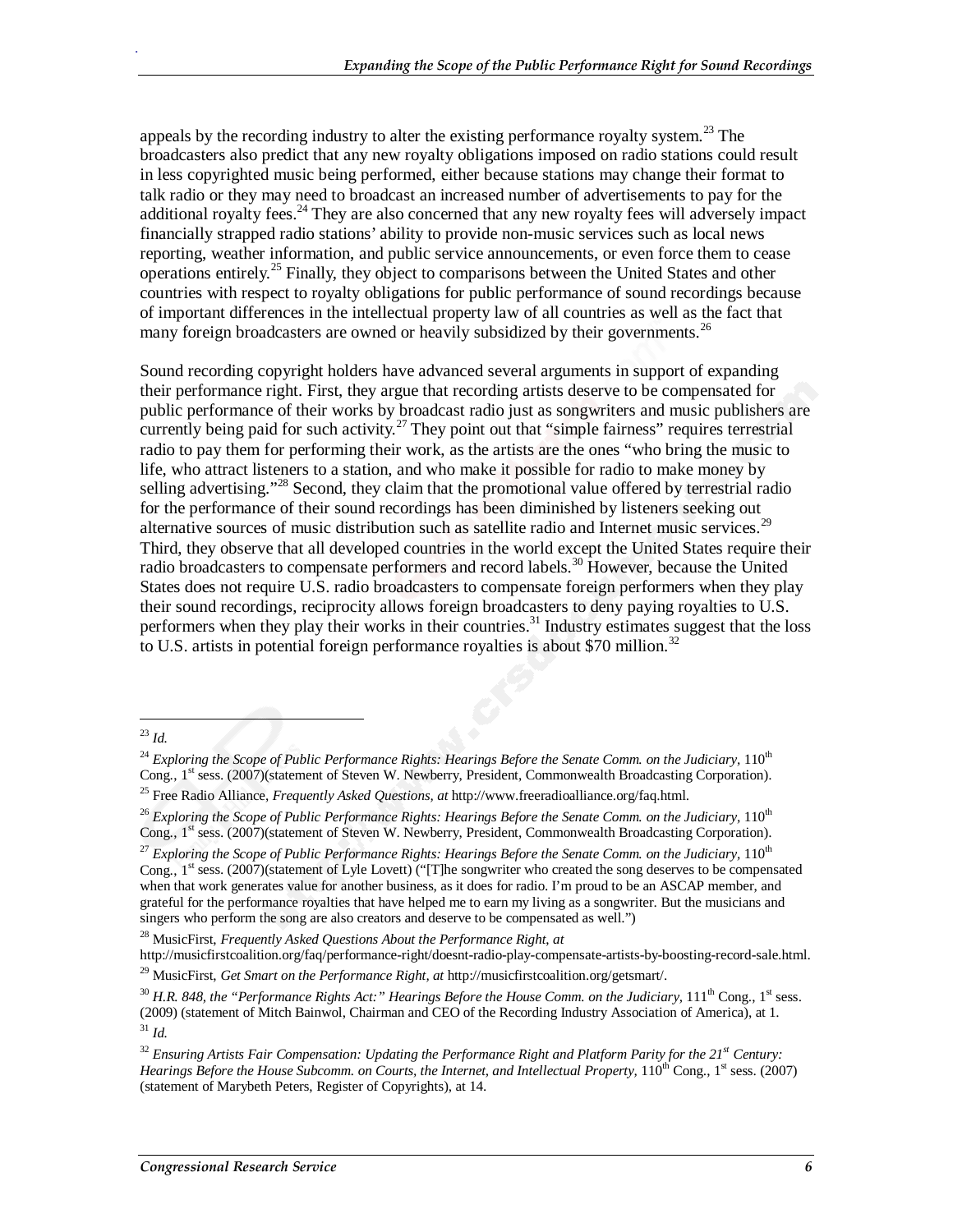appeals by the recording industry to alter the existing performance royalty system.[23] The broadcasters also predict that any new royalty obligations imposed on radio stations could result in less copyrighted music being performed, either because stations may change their format to talk radio or they may need to broadcast an increased number of advertisements to pay for the additional royalty fees.[24] They are also concerned that any new royalty fees will adversely impact financially strapped radio stations' ability to provide non-music services such as local news reporting, weather information, and public service announcements, or even force them to cease operations entirely.[25] Finally, they object to comparisons between the United States and other countries with respect to royalty obligations for public performance of sound recordings because of important differences in the intellectual property law of all countries as well as the fact that many foreign broadcasters are owned or heavily subsidized by their governments.[26]

Sound recording copyright holders have advanced several arguments in support of expanding their performance right. First, they argue that recording artists deserve to be compensated for public performance of their works by broadcast radio just as songwriters and music publishers are currently being paid for such activity.[27] They point out that "simple fairness" requires terrestrial radio to pay them for performing their work, as the artists are the ones "who bring the music to life, who attract listeners to a station, and who make it possible for radio to make money by selling advertising."[28] Second, they claim that the promotional value offered by terrestrial radio for the performance of their sound recordings has been diminished by listeners seeking out alternative sources of music distribution such as satellite radio and Internet music services.[29] Third, they observe that all developed countries in the world except the United States require their radio broadcasters to compensate performers and record labels.[30] However, because the United States does not require U.S. radio broadcasters to compensate foreign performers when they play their sound recordings, reciprocity allows foreign broadcasters to deny paying royalties to U.S. performers when they play their works in their countries.[31] Industry estimates suggest that the loss to U.S. artists in potential foreign performance royalties is about $70 million.[32]

---

[23] *Id.*

[24] *Exploring the Scope of Public Performance Rights: Hearings Before the Senate Comm. on the Judiciary,* 110th Cong., 1st sess. (2007)(statement of Steven W. Newberry, President, Commonwealth Broadcasting Corporation).

[25] Free Radio Alliance, *Frequently Asked Questions, at* http://www.freeradioalliance.org/faq.html.

[26] *Exploring the Scope of Public Performance Rights: Hearings Before the Senate Comm. on the Judiciary,* 110th Cong., 1st sess. (2007)(statement of Steven W. Newberry, President, Commonwealth Broadcasting Corporation).

[27] *Exploring the Scope of Public Performance Rights: Hearings Before the Senate Comm. on the Judiciary,* 110th Cong., 1st sess. (2007)(statement of Lyle Lovett) ("[T]he songwriter who created the song deserves to be compensated when that work generates value for another business, as it does for radio. I'm proud to be an ASCAP member, and grateful for the performance royalties that have helped me to earn my living as a songwriter. But the musicians and singers who perform the song are also creators and deserve to be compensated as well.")

[28] MusicFirst, *Frequently Asked Questions About the Performance Right, at* http://musicfirstcoalition.org/faq/performance-right/doesnt-radio-play-compensate-artists-by-boosting-record-sale.html.

[29] MusicFirst, *Get Smart on the Performance Right, at* http://musicfirstcoalition.org/getsmart/.

[30] *H.R. 848, the "Performance Rights Act:" Hearings Before the House Comm. on the Judiciary,* 111th Cong., 1st sess. (2009) (statement of Mitch Bainwol, Chairman and CEO of the Recording Industry Association of America), at 1.

[31] *Id.*

[32] *Ensuring Artists Fair Compensation: Updating the Performance Right and Platform Parity for the 21st Century: Hearings Before the House Subcomm. on Courts, the Internet, and Intellectual Property,* 110th Cong., 1st sess. (2007) (statement of Marybeth Peters, Register of Copyrights), at 14.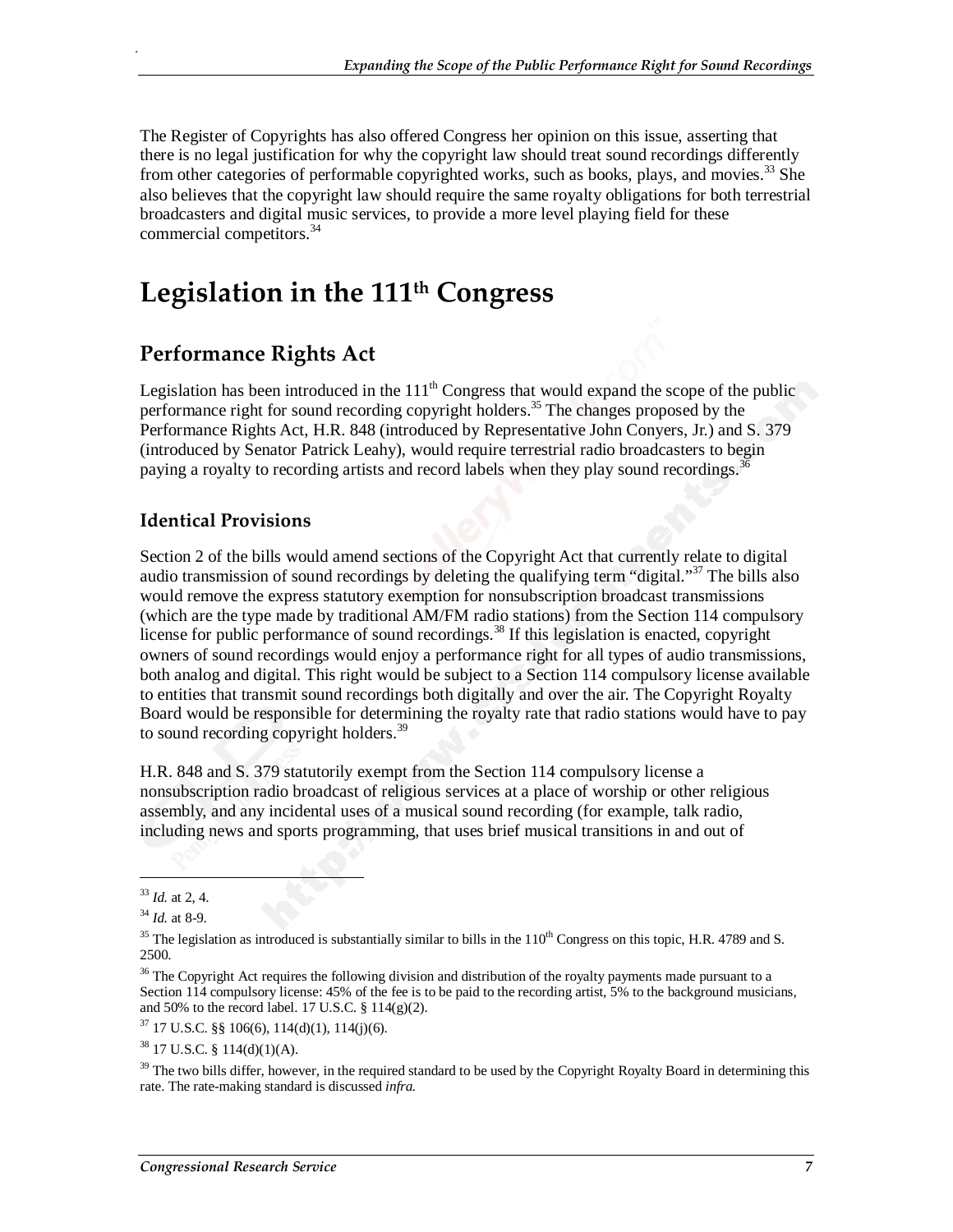The Register of Copyrights has also offered Congress her opinion on this issue, asserting that there is no legal justification for why the copyright law should treat sound recordings differently from other categories of performable copyrighted works, such as books, plays, and movies.[33] She also believes that the copyright law should require the same royalty obligations for both terrestrial broadcasters and digital music services, to provide a more level playing field for these commercial competitors.[34]

# Legislation in the 111th Congress

## Performance Rights Act

Legislation has been introduced in the 111th Congress that would expand the scope of the public performance right for sound recording copyright holders.[35] The changes proposed by the Performance Rights Act, H.R. 848 (introduced by Representative John Conyers, Jr.) and S. 379 (introduced by Senator Patrick Leahy), would require terrestrial radio broadcasters to begin paying a royalty to recording artists and record labels when they play sound recordings.[36]

### Identical Provisions

Section 2 of the bills would amend sections of the Copyright Act that currently relate to digital audio transmission of sound recordings by deleting the qualifying term "digital."[37] The bills also would remove the express statutory exemption for nonsubscription broadcast transmissions (which are the type made by traditional AM/FM radio stations) from the Section 114 compulsory license for public performance of sound recordings.[38] If this legislation is enacted, copyright owners of sound recordings would enjoy a performance right for all types of audio transmissions, both analog and digital. This right would be subject to a Section 114 compulsory license available to entities that transmit sound recordings both digitally and over the air. The Copyright Royalty Board would be responsible for determining the royalty rate that radio stations would have to pay to sound recording copyright holders.[39]

H.R. 848 and S. 379 statutorily exempt from the Section 114 compulsory license a nonsubscription radio broadcast of religious services at a place of worship or other religious assembly, and any incidental uses of a musical sound recording (for example, talk radio, including news and sports programming, that uses brief musical transitions in and out of

---

[33] *Id.* at 2, 4.

[34] *Id.* at 8-9.

[35] The legislation as introduced is substantially similar to bills in the 110th Congress on this topic, H.R. 4789 and S. 2500.

[36] The Copyright Act requires the following division and distribution of the royalty payments made pursuant to a Section 114 compulsory license: 45% of the fee is to be paid to the recording artist, 5% to the background musicians, and 50% to the record label. 17 U.S.C. § 114(g)(2).

[37] 17 U.S.C. §§ 106(6), 114(d)(1), 114(j)(6).

[38] 17 U.S.C. § 114(d)(1)(A).

[39] The two bills differ, however, in the required standard to be used by the Copyright Royalty Board in determining this rate. The rate-making standard is discussed *infra.*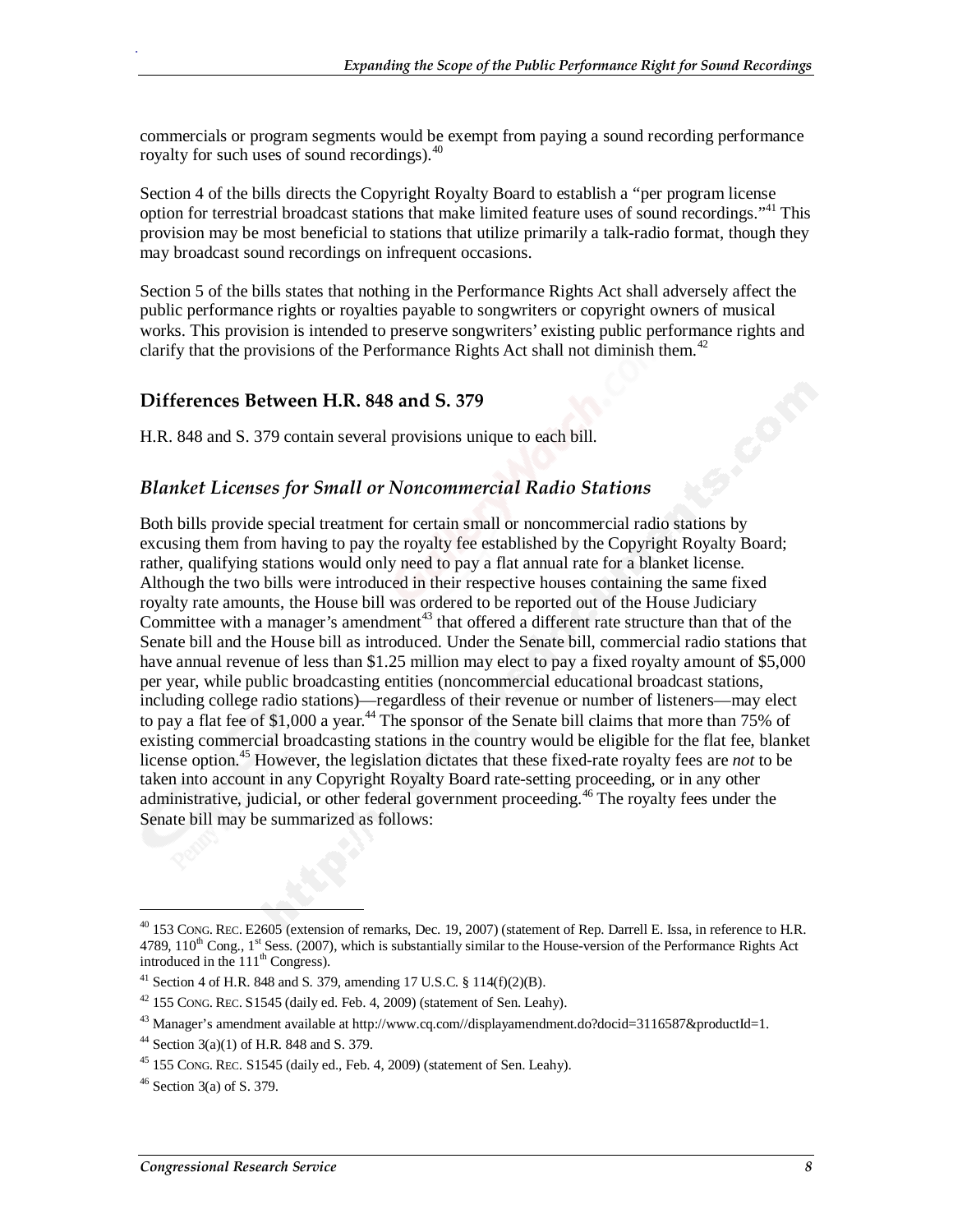commercials or program segments would be exempt from paying a sound recording performance royalty for such uses of sound recordings).[40]

Section 4 of the bills directs the Copyright Royalty Board to establish a "per program license option for terrestrial broadcast stations that make limited feature uses of sound recordings."[41] This provision may be most beneficial to stations that utilize primarily a talk-radio format, though they may broadcast sound recordings on infrequent occasions.

Section 5 of the bills states that nothing in the Performance Rights Act shall adversely affect the public performance rights or royalties payable to songwriters or copyright owners of musical works. This provision is intended to preserve songwriters' existing public performance rights and clarify that the provisions of the Performance Rights Act shall not diminish them.[42]

## Differences Between H.R. 848 and S. 379

H.R. 848 and S. 379 contain several provisions unique to each bill.

### *Blanket Licenses for Small or Noncommercial Radio Stations*

Both bills provide special treatment for certain small or noncommercial radio stations by excusing them from having to pay the royalty fee established by the Copyright Royalty Board; rather, qualifying stations would only need to pay a flat annual rate for a blanket license. Although the two bills were introduced in their respective houses containing the same fixed royalty rate amounts, the House bill was ordered to be reported out of the House Judiciary Committee with a manager's amendment[43] that offered a different rate structure than that of the Senate bill and the House bill as introduced. Under the Senate bill, commercial radio stations that have annual revenue of less than $1.25 million may elect to pay a fixed royalty amount of $5,000 per year, while public broadcasting entities (noncommercial educational broadcast stations, including college radio stations)—regardless of their revenue or number of listeners—may elect to pay a flat fee of $1,000 a year.[44] The sponsor of the Senate bill claims that more than 75% of existing commercial broadcasting stations in the country would be eligible for the flat fee, blanket license option.[45] However, the legislation dictates that these fixed-rate royalty fees are *not* to be taken into account in any Copyright Royalty Board rate-setting proceeding, or in any other administrative, judicial, or other federal government proceeding.[46] The royalty fees under the Senate bill may be summarized as follows:

---

[40] 153 CONG. REC. E2605 (extension of remarks, Dec. 19, 2007) (statement of Rep. Darrell E. Issa, in reference to H.R. 4789, 110th Cong., 1st Sess. (2007), which is substantially similar to the House-version of the Performance Rights Act introduced in the 111th Congress).

[41] Section 4 of H.R. 848 and S. 379, amending 17 U.S.C. § 114(f)(2)(B).

[42] 155 CONG. REC. S1545 (daily ed. Feb. 4, 2009) (statement of Sen. Leahy).

[43] Manager's amendment available at http://www.cq.com//displayamendment.do?docid=3116587&productId=1.

[44] Section 3(a)(1) of H.R. 848 and S. 379.

[45] 155 CONG. REC. S1545 (daily ed., Feb. 4, 2009) (statement of Sen. Leahy).

[46] Section 3(a) of S. 379.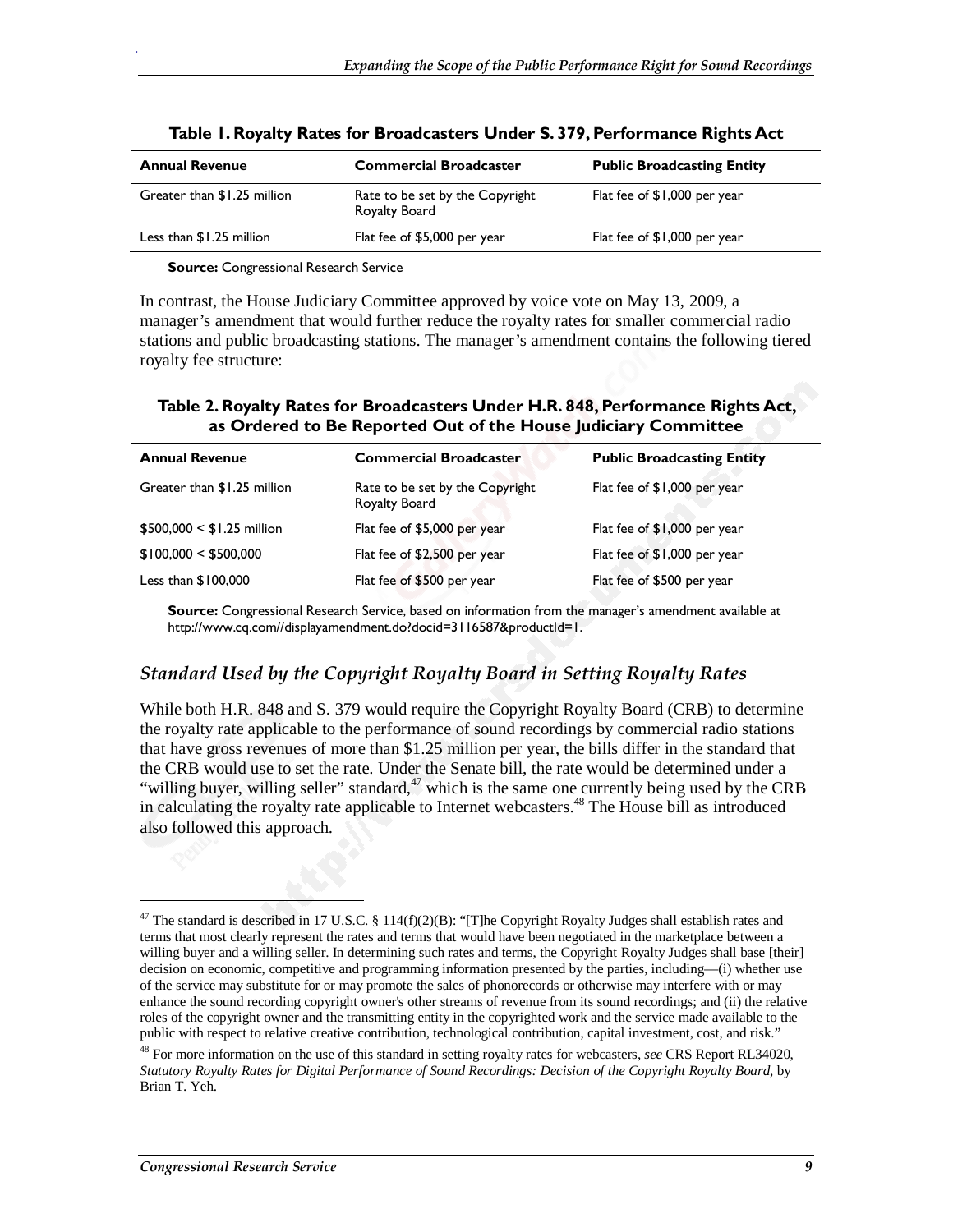**Table 1. Royalty Rates for Broadcasters Under S. 379, Performance Rights Act**

| Annual Revenue | Commercial Broadcaster | Public Broadcasting Entity |
|---|---|---|
| Greater than $1.25 million | Rate to be set by the Copyright Royalty Board | Flat fee of $1,000 per year |
| Less than $1.25 million | Flat fee of $5,000 per year | Flat fee of $1,000 per year |

**Source:** Congressional Research Service

In contrast, the House Judiciary Committee approved by voice vote on May 13, 2009, a manager's amendment that would further reduce the royalty rates for smaller commercial radio stations and public broadcasting stations. The manager's amendment contains the following tiered royalty fee structure:

**Table 2. Royalty Rates for Broadcasters Under H.R. 848, Performance Rights Act, as Ordered to Be Reported Out of the House Judiciary Committee**

| Annual Revenue | Commercial Broadcaster | Public Broadcasting Entity |
|---|---|---|
| Greater than $1.25 million | Rate to be set by the Copyright Royalty Board | Flat fee of $1,000 per year |
| $500,000 < $1.25 million | Flat fee of $5,000 per year | Flat fee of $1,000 per year |
| $100,000 < $500,000 | Flat fee of $2,500 per year | Flat fee of $1,000 per year |
| Less than $100,000 | Flat fee of $500 per year | Flat fee of $500 per year |

**Source:** Congressional Research Service, based on information from the manager's amendment available at http://www.cq.com//displayamendment.do?docid=3116587&productId=1.

### *Standard Used by the Copyright Royalty Board in Setting Royalty Rates*

While both H.R. 848 and S. 379 would require the Copyright Royalty Board (CRB) to determine the royalty rate applicable to the performance of sound recordings by commercial radio stations that have gross revenues of more than $1.25 million per year, the bills differ in the standard that the CRB would use to set the rate. Under the Senate bill, the rate would be determined under a "willing buyer, willing seller" standard,[47] which is the same one currently being used by the CRB in calculating the royalty rate applicable to Internet webcasters.[48] The House bill as introduced also followed this approach.

---

[47] The standard is described in 17 U.S.C. § 114(f)(2)(B): "[T]he Copyright Royalty Judges shall establish rates and terms that most clearly represent the rates and terms that would have been negotiated in the marketplace between a willing buyer and a willing seller. In determining such rates and terms, the Copyright Royalty Judges shall base [their] decision on economic, competitive and programming information presented by the parties, including—(i) whether use of the service may substitute for or may promote the sales of phonorecords or otherwise may interfere with or may enhance the sound recording copyright owner's other streams of revenue from its sound recordings; and (ii) the relative roles of the copyright owner and the transmitting entity in the copyrighted work and the service made available to the public with respect to relative creative contribution, technological contribution, capital investment, cost, and risk."

[48] For more information on the use of this standard in setting royalty rates for webcasters, *see* CRS Report RL34020, *Statutory Royalty Rates for Digital Performance of Sound Recordings: Decision of the Copyright Royalty Board*, by Brian T. Yeh.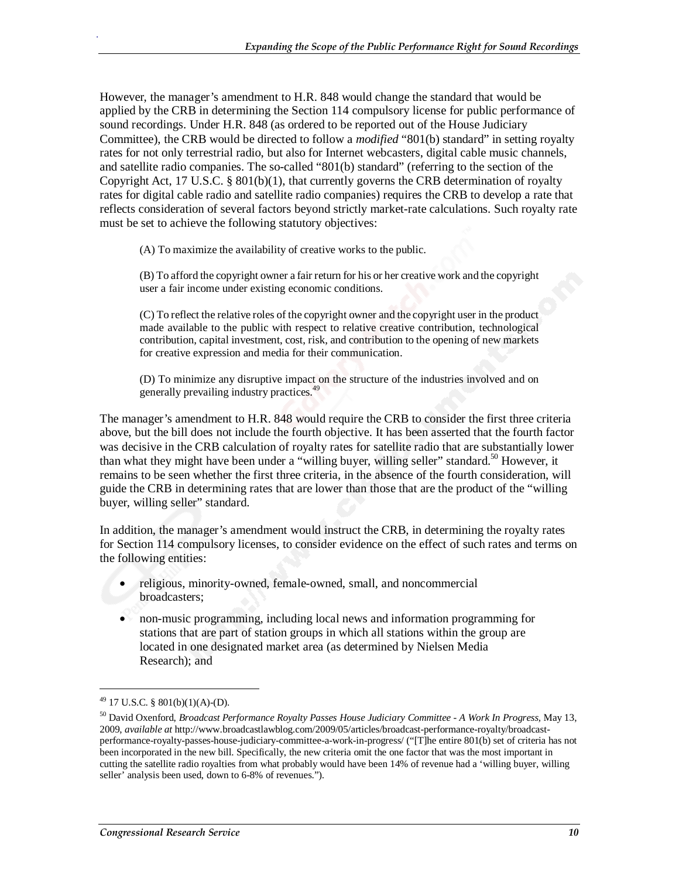However, the manager's amendment to H.R. 848 would change the standard that would be applied by the CRB in determining the Section 114 compulsory license for public performance of sound recordings. Under H.R. 848 (as ordered to be reported out of the House Judiciary Committee), the CRB would be directed to follow a *modified* "801(b) standard" in setting royalty rates for not only terrestrial radio, but also for Internet webcasters, digital cable music channels, and satellite radio companies. The so-called "801(b) standard" (referring to the section of the Copyright Act, 17 U.S.C. § 801(b)(1), that currently governs the CRB determination of royalty rates for digital cable radio and satellite radio companies) requires the CRB to develop a rate that reflects consideration of several factors beyond strictly market-rate calculations. Such royalty rate must be set to achieve the following statutory objectives:

> (A) To maximize the availability of creative works to the public.
>
> (B) To afford the copyright owner a fair return for his or her creative work and the copyright user a fair income under existing economic conditions.
>
> (C) To reflect the relative roles of the copyright owner and the copyright user in the product made available to the public with respect to relative creative contribution, technological contribution, capital investment, cost, risk, and contribution to the opening of new markets for creative expression and media for their communication.
>
> (D) To minimize any disruptive impact on the structure of the industries involved and on generally prevailing industry practices.[49]

The manager's amendment to H.R. 848 would require the CRB to consider the first three criteria above, but the bill does not include the fourth objective. It has been asserted that the fourth factor was decisive in the CRB calculation of royalty rates for satellite radio that are substantially lower than what they might have been under a "willing buyer, willing seller" standard.[50] However, it remains to be seen whether the first three criteria, in the absence of the fourth consideration, will guide the CRB in determining rates that are lower than those that are the product of the "willing buyer, willing seller" standard.

In addition, the manager's amendment would instruct the CRB, in determining the royalty rates for Section 114 compulsory licenses, to consider evidence on the effect of such rates and terms on the following entities:

- religious, minority-owned, female-owned, small, and noncommercial broadcasters;
- non-music programming, including local news and information programming for stations that are part of station groups in which all stations within the group are located in one designated market area (as determined by Nielsen Media Research); and

---

[49] 17 U.S.C. § 801(b)(1)(A)-(D).

[50] David Oxenford, *Broadcast Performance Royalty Passes House Judiciary Committee - A Work In Progress*, May 13, 2009, *available at* http://www.broadcastlawblog.com/2009/05/articles/broadcast-performance-royalty/broadcast-performance-royalty-passes-house-judiciary-committee-a-work-in-progress/ ("[T]he entire 801(b) set of criteria has not been incorporated in the new bill. Specifically, the new criteria omit the one factor that was the most important in cutting the satellite radio royalties from what probably would have been 14% of revenue had a 'willing buyer, willing seller' analysis been used, down to 6-8% of revenues.").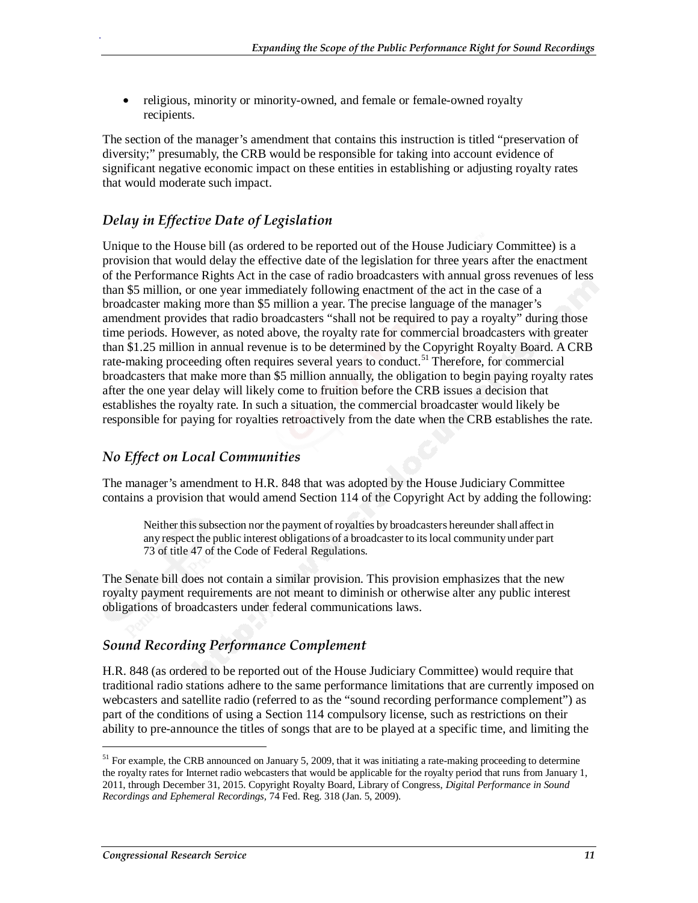- religious, minority or minority-owned, and female or female-owned royalty recipients.

The section of the manager's amendment that contains this instruction is titled "preservation of diversity;" presumably, the CRB would be responsible for taking into account evidence of significant negative economic impact on these entities in establishing or adjusting royalty rates that would moderate such impact.

### *Delay in Effective Date of Legislation*

Unique to the House bill (as ordered to be reported out of the House Judiciary Committee) is a provision that would delay the effective date of the legislation for three years after the enactment of the Performance Rights Act in the case of radio broadcasters with annual gross revenues of less than \$5 million, or one year immediately following enactment of the act in the case of a broadcaster making more than \$5 million a year. The precise language of the manager's amendment provides that radio broadcasters "shall not be required to pay a royalty" during those time periods. However, as noted above, the royalty rate for commercial broadcasters with greater than \$1.25 million in annual revenue is to be determined by the Copyright Royalty Board. A CRB rate-making proceeding often requires several years to conduct.[51] Therefore, for commercial broadcasters that make more than \$5 million annually, the obligation to begin paying royalty rates after the one year delay will likely come to fruition before the CRB issues a decision that establishes the royalty rate. In such a situation, the commercial broadcaster would likely be responsible for paying for royalties retroactively from the date when the CRB establishes the rate.

### *No Effect on Local Communities*

The manager's amendment to H.R. 848 that was adopted by the House Judiciary Committee contains a provision that would amend Section 114 of the Copyright Act by adding the following:

> Neither this subsection nor the payment of royalties by broadcasters hereunder shall affect in any respect the public interest obligations of a broadcaster to its local community under part 73 of title 47 of the Code of Federal Regulations.

The Senate bill does not contain a similar provision. This provision emphasizes that the new royalty payment requirements are not meant to diminish or otherwise alter any public interest obligations of broadcasters under federal communications laws.

### *Sound Recording Performance Complement*

H.R. 848 (as ordered to be reported out of the House Judiciary Committee) would require that traditional radio stations adhere to the same performance limitations that are currently imposed on webcasters and satellite radio (referred to as the "sound recording performance complement") as part of the conditions of using a Section 114 compulsory license, such as restrictions on their ability to pre-announce the titles of songs that are to be played at a specific time, and limiting the

---

[51] For example, the CRB announced on January 5, 2009, that it was initiating a rate-making proceeding to determine the royalty rates for Internet radio webcasters that would be applicable for the royalty period that runs from January 1, 2011, through December 31, 2015. Copyright Royalty Board, Library of Congress, *Digital Performance in Sound Recordings and Ephemeral Recordings*, 74 Fed. Reg. 318 (Jan. 5, 2009).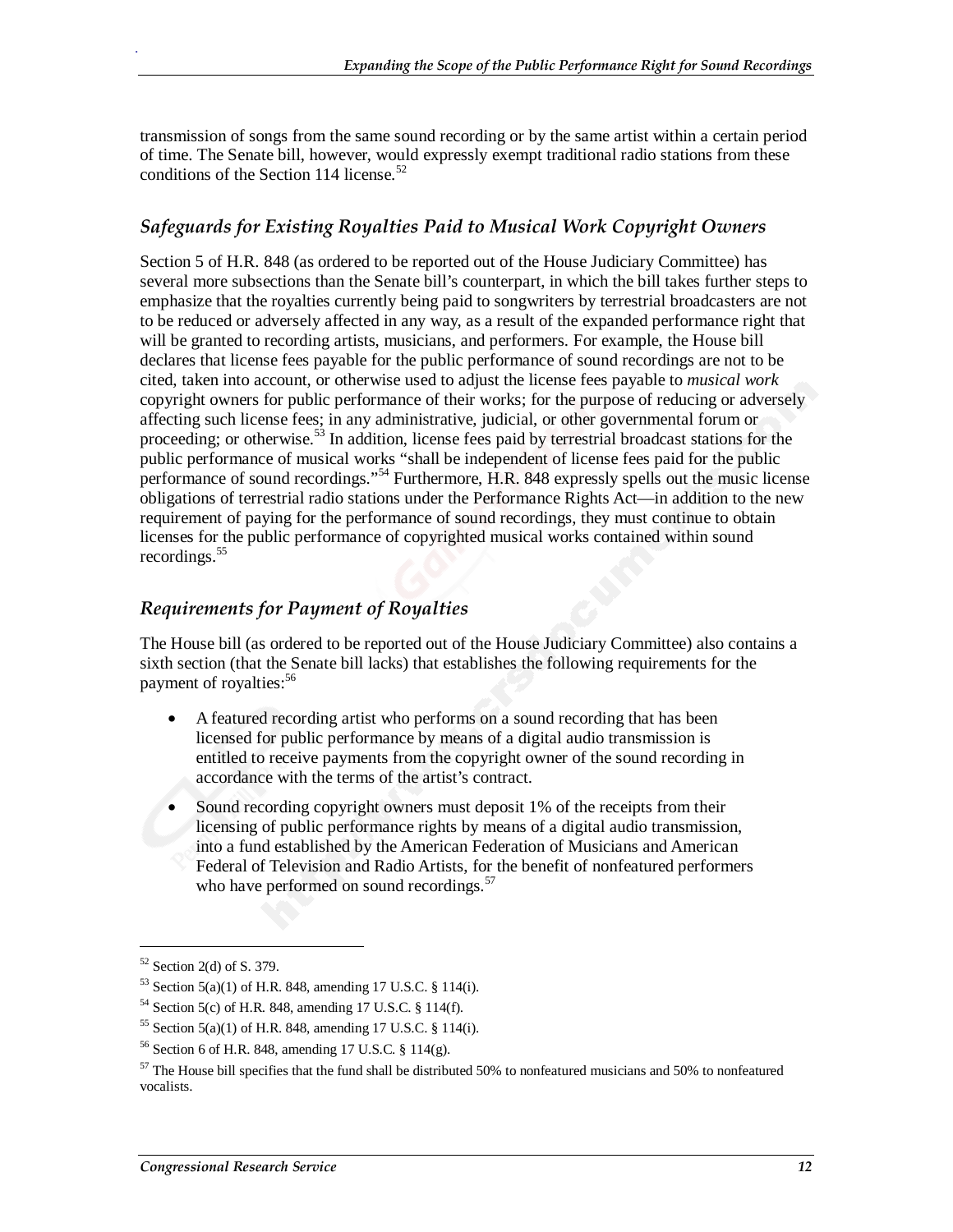transmission of songs from the same sound recording or by the same artist within a certain period of time. The Senate bill, however, would expressly exempt traditional radio stations from these conditions of the Section 114 license.[52]

### Safeguards for Existing Royalties Paid to Musical Work Copyright Owners

Section 5 of H.R. 848 (as ordered to be reported out of the House Judiciary Committee) has several more subsections than the Senate bill's counterpart, in which the bill takes further steps to emphasize that the royalties currently being paid to songwriters by terrestrial broadcasters are not to be reduced or adversely affected in any way, as a result of the expanded performance right that will be granted to recording artists, musicians, and performers. For example, the House bill declares that license fees payable for the public performance of sound recordings are not to be cited, taken into account, or otherwise used to adjust the license fees payable to *musical work* copyright owners for public performance of their works; for the purpose of reducing or adversely affecting such license fees; in any administrative, judicial, or other governmental forum or proceeding; or otherwise.[53] In addition, license fees paid by terrestrial broadcast stations for the public performance of musical works "shall be independent of license fees paid for the public performance of sound recordings."[54] Furthermore, H.R. 848 expressly spells out the music license obligations of terrestrial radio stations under the Performance Rights Act—in addition to the new requirement of paying for the performance of sound recordings, they must continue to obtain licenses for the public performance of copyrighted musical works contained within sound recordings.[55]

### Requirements for Payment of Royalties

The House bill (as ordered to be reported out of the House Judiciary Committee) also contains a sixth section (that the Senate bill lacks) that establishes the following requirements for the payment of royalties:[56]

- A featured recording artist who performs on a sound recording that has been licensed for public performance by means of a digital audio transmission is entitled to receive payments from the copyright owner of the sound recording in accordance with the terms of the artist's contract.
- Sound recording copyright owners must deposit 1% of the receipts from their licensing of public performance rights by means of a digital audio transmission, into a fund established by the American Federation of Musicians and American Federal of Television and Radio Artists, for the benefit of nonfeatured performers who have performed on sound recordings.[57]

---

[52] Section 2(d) of S. 379.

[53] Section 5(a)(1) of H.R. 848, amending 17 U.S.C. § 114(i).

[54] Section 5(c) of H.R. 848, amending 17 U.S.C. § 114(f).

[55] Section 5(a)(1) of H.R. 848, amending 17 U.S.C. § 114(i).

[56] Section 6 of H.R. 848, amending 17 U.S.C. § 114(g).

[57] The House bill specifies that the fund shall be distributed 50% to nonfeatured musicians and 50% to nonfeatured vocalists.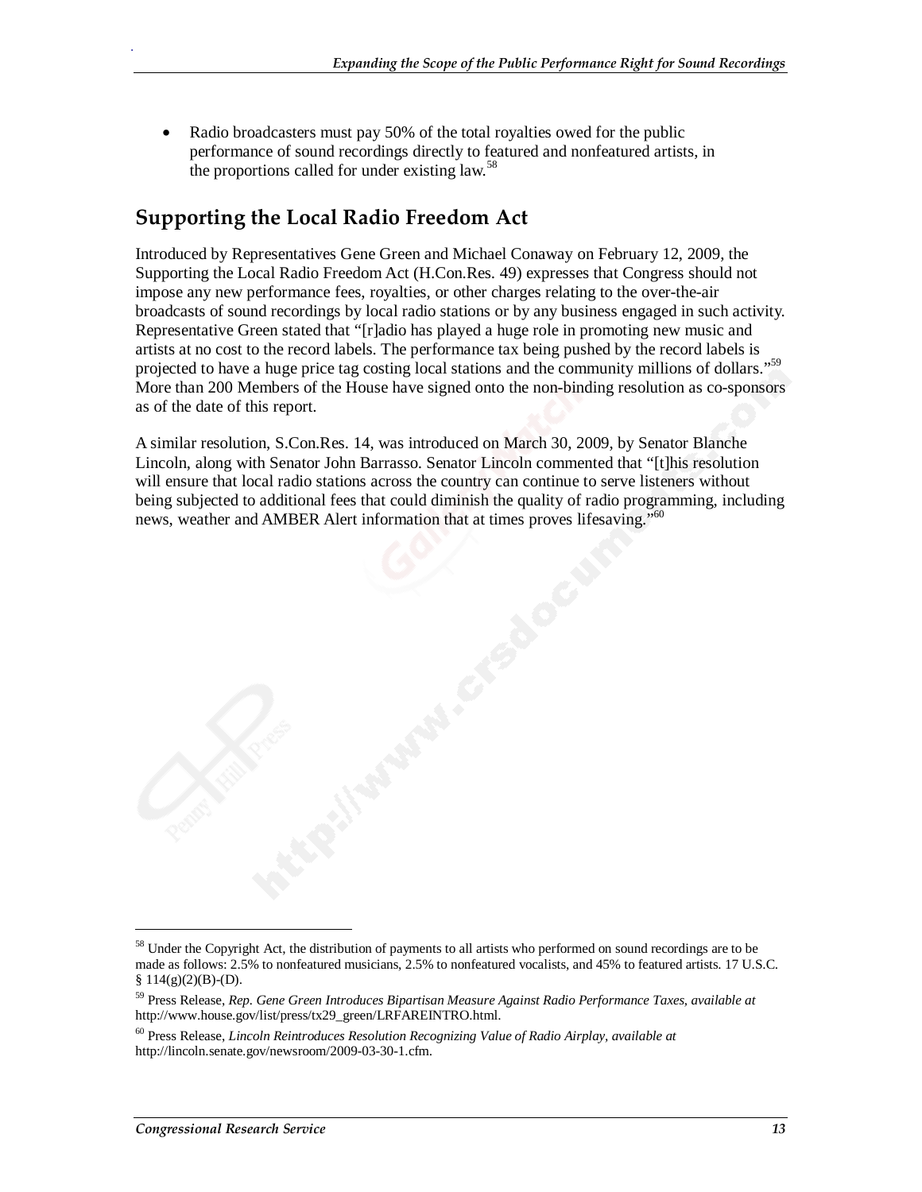- Radio broadcasters must pay 50% of the total royalties owed for the public performance of sound recordings directly to featured and nonfeatured artists, in the proportions called for under existing law.[58]

## Supporting the Local Radio Freedom Act

Introduced by Representatives Gene Green and Michael Conaway on February 12, 2009, the Supporting the Local Radio Freedom Act (H.Con.Res. 49) expresses that Congress should not impose any new performance fees, royalties, or other charges relating to the over-the-air broadcasts of sound recordings by local radio stations or by any business engaged in such activity. Representative Green stated that "[r]adio has played a huge role in promoting new music and artists at no cost to the record labels. The performance tax being pushed by the record labels is projected to have a huge price tag costing local stations and the community millions of dollars."[59] More than 200 Members of the House have signed onto the non-binding resolution as co-sponsors as of the date of this report.

A similar resolution, S.Con.Res. 14, was introduced on March 30, 2009, by Senator Blanche Lincoln, along with Senator John Barrasso. Senator Lincoln commented that "[t]his resolution will ensure that local radio stations across the country can continue to serve listeners without being subjected to additional fees that could diminish the quality of radio programming, including news, weather and AMBER Alert information that at times proves lifesaving."[60]

---

[58] Under the Copyright Act, the distribution of payments to all artists who performed on sound recordings are to be made as follows: 2.5% to nonfeatured musicians, 2.5% to nonfeatured vocalists, and 45% to featured artists. 17 U.S.C. § 114(g)(2)(B)-(D).

[59] Press Release, *Rep. Gene Green Introduces Bipartisan Measure Against Radio Performance Taxes, available at* http://www.house.gov/list/press/tx29_green/LRFAREINTRO.html.

[60] Press Release, *Lincoln Reintroduces Resolution Recognizing Value of Radio Airplay, available at* http://lincoln.senate.gov/newsroom/2009-03-30-1.cfm.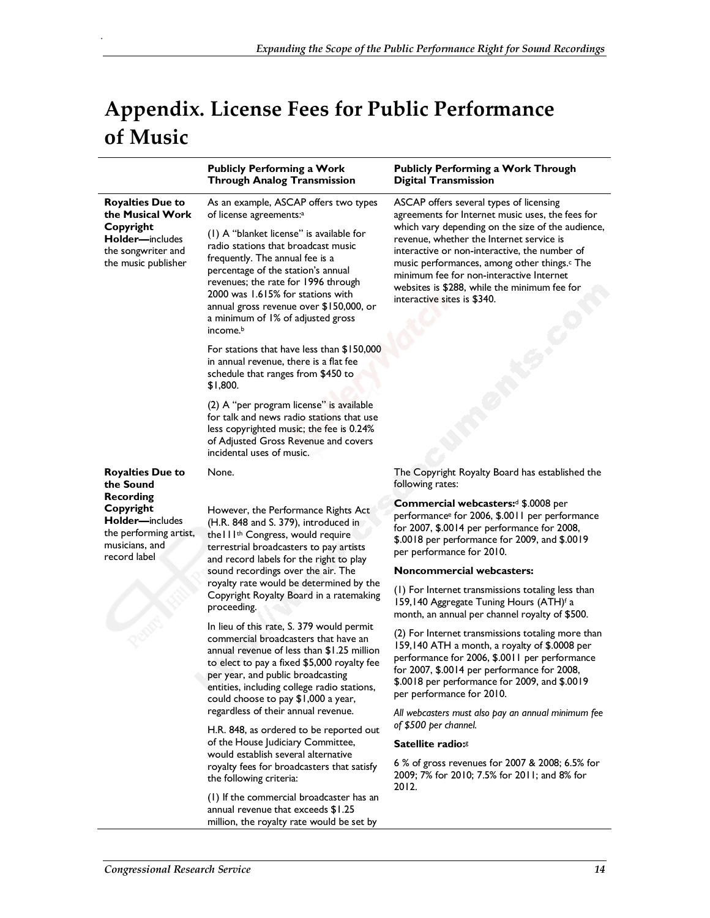# Appendix. License Fees for Public Performance of Music

| | Publicly Performing a Work Through Analog Transmission | Publicly Performing a Work Through Digital Transmission |
|---|---|---|
| **Royalties Due to the Musical Work Copyright Holder—**includes the songwriter and the music publisher | As an example, ASCAP offers two types of license agreements:[a]<br><br>(1) A "blanket license" is available for radio stations that broadcast music frequently. The annual fee is a percentage of the station's annual revenues; the rate for 1996 through 2000 was 1.615% for stations with annual gross revenue over $150,000, or a minimum of 1% of adjusted gross income.[b]<br><br>For stations that have less than $150,000 in annual revenue, there is a flat fee schedule that ranges from $450 to $1,800.<br><br>(2) A "per program license" is available for talk and news radio stations that use less copyrighted music; the fee is 0.24% of Adjusted Gross Revenue and covers incidental uses of music. | ASCAP offers several types of licensing agreements for Internet music uses, the fees for which vary depending on the size of the audience, revenue, whether the Internet service is interactive or non-interactive, the number of music performances, among other things.[c] The minimum fee for non-interactive Internet websites is $288, while the minimum fee for interactive sites is $340. |
| **Royalties Due to the Sound Recording Copyright Holder—**includes the performing artist, musicians, and record label | None.<br><br>However, the Performance Rights Act (H.R. 848 and S. 379), introduced in the111th Congress, would require terrestrial broadcasters to pay artists and record labels for the right to play sound recordings over the air. The royalty rate would be determined by the Copyright Royalty Board in a ratemaking proceeding.<br><br>In lieu of this rate, S. 379 would permit commercial broadcasters that have an annual revenue of less than $1.25 million to elect to pay a fixed $5,000 royalty fee per year, and public broadcasting entities, including college radio stations, could choose to pay $1,000 a year, regardless of their annual revenue.<br><br>H.R. 848, as ordered to be reported out of the House Judiciary Committee, would establish several alternative royalty fees for broadcasters that satisfy the following criteria:<br><br>(1) If the commercial broadcaster has an annual revenue that exceeds $1.25 million, the royalty rate would be set by | The Copyright Royalty Board has established the following rates:<br><br>**Commercial webcasters:**[d] $.0008 per performance[e] for 2006, $.0011 per performance for 2007, $.0014 per performance for 2008, $.0018 per performance for 2009, and $.0019 per performance for 2010.<br><br>**Noncommercial webcasters:**<br><br>(1) For Internet transmissions totaling less than 159,140 Aggregate Tuning Hours (ATH)[f] a month, an annual per channel royalty of $500.<br><br>(2) For Internet transmissions totaling more than 159,140 ATH a month, a royalty of $.0008 per performance for 2006, $.0011 per performance for 2007, $.0014 per performance for 2008, $.0018 per performance for 2009, and $.0019 per performance for 2010.<br><br>*All webcasters must also pay an annual minimum fee of $500 per channel.*<br><br>**Satellite radio:**[g]<br><br>6 % of gross revenues for 2007 & 2008; 6.5% for 2009; 7% for 2010; 7.5% for 2011; and 8% for 2012. |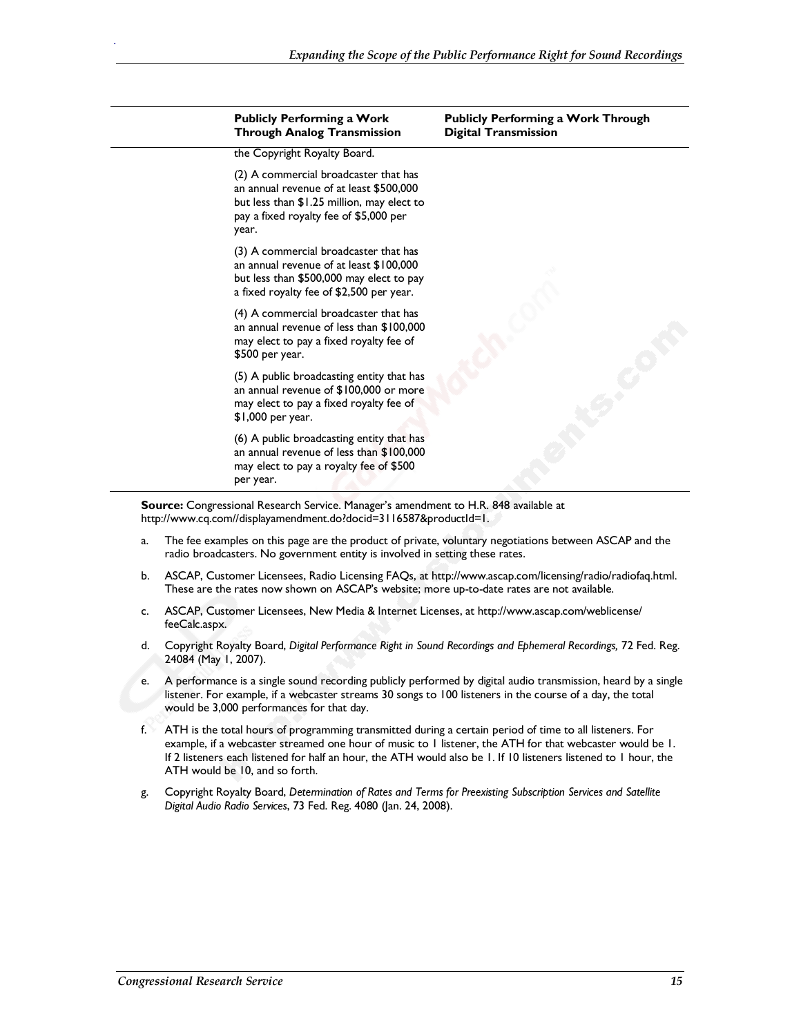| | Publicly Performing a Work Through Analog Transmission | Publicly Performing a Work Through Digital Transmission |
|---|---|---|
| | the Copyright Royalty Board. | |
| | (2) A commercial broadcaster that has an annual revenue of at least $500,000 but less than $1.25 million, may elect to pay a fixed royalty fee of $5,000 per year. | |
| | (3) A commercial broadcaster that has an annual revenue of at least $100,000 but less than $500,000 may elect to pay a fixed royalty fee of $2,500 per year. | |
| | (4) A commercial broadcaster that has an annual revenue of less than $100,000 may elect to pay a fixed royalty fee of $500 per year. | |
| | (5) A public broadcasting entity that has an annual revenue of $100,000 or more may elect to pay a fixed royalty fee of $1,000 per year. | |
| | (6) A public broadcasting entity that has an annual revenue of less than $100,000 may elect to pay a royalty fee of $500 per year. | |

**Source:** Congressional Research Service. Manager's amendment to H.R. 848 available at http://www.cq.com//displayamendment.do?docid=3116587&productId=1.

a. The fee examples on this page are the product of private, voluntary negotiations between ASCAP and the radio broadcasters. No government entity is involved in setting these rates.

b. ASCAP, Customer Licensees, Radio Licensing FAQs, at http://www.ascap.com/licensing/radio/radiofaq.html. These are the rates now shown on ASCAP's website; more up-to-date rates are not available.

c. ASCAP, Customer Licensees, New Media & Internet Licenses, at http://www.ascap.com/weblicense/feeCalc.aspx.

d. Copyright Royalty Board, *Digital Performance Right in Sound Recordings and Ephemeral Recordings,* 72 Fed. Reg. 24084 (May 1, 2007).

e. A performance is a single sound recording publicly performed by digital audio transmission, heard by a single listener. For example, if a webcaster streams 30 songs to 100 listeners in the course of a day, the total would be 3,000 performances for that day.

f. ATH is the total hours of programming transmitted during a certain period of time to all listeners. For example, if a webcaster streamed one hour of music to 1 listener, the ATH for that webcaster would be 1. If 2 listeners each listened for half an hour, the ATH would also be 1. If 10 listeners listened to 1 hour, the ATH would be 10, and so forth.

g. Copyright Royalty Board, *Determination of Rates and Terms for Preexisting Subscription Services and Satellite Digital Audio Radio Services*, 73 Fed. Reg. 4080 (Jan. 24, 2008).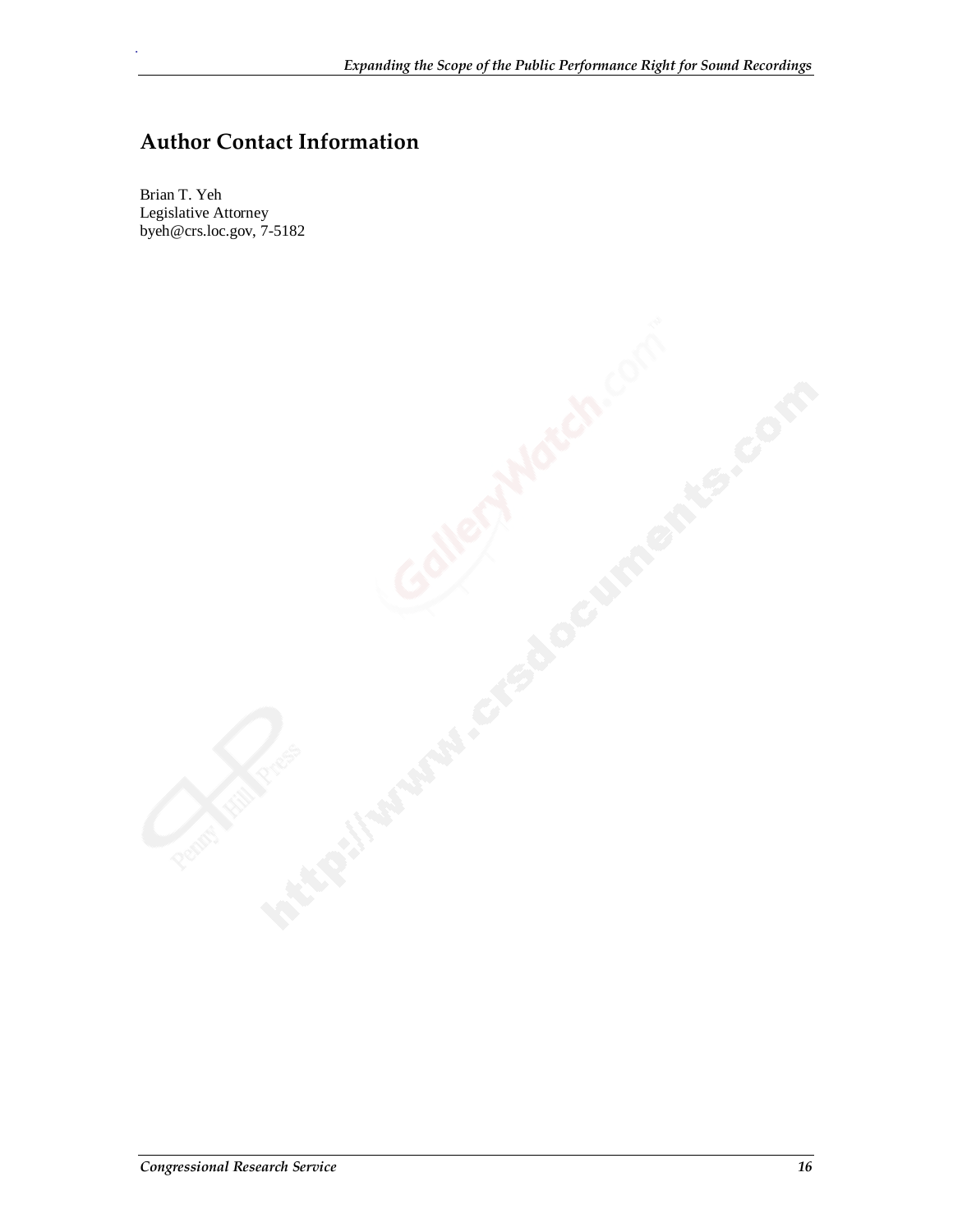## Author Contact Information

Brian T. Yeh
Legislative Attorney
byeh@crs.loc.gov, 7-5182